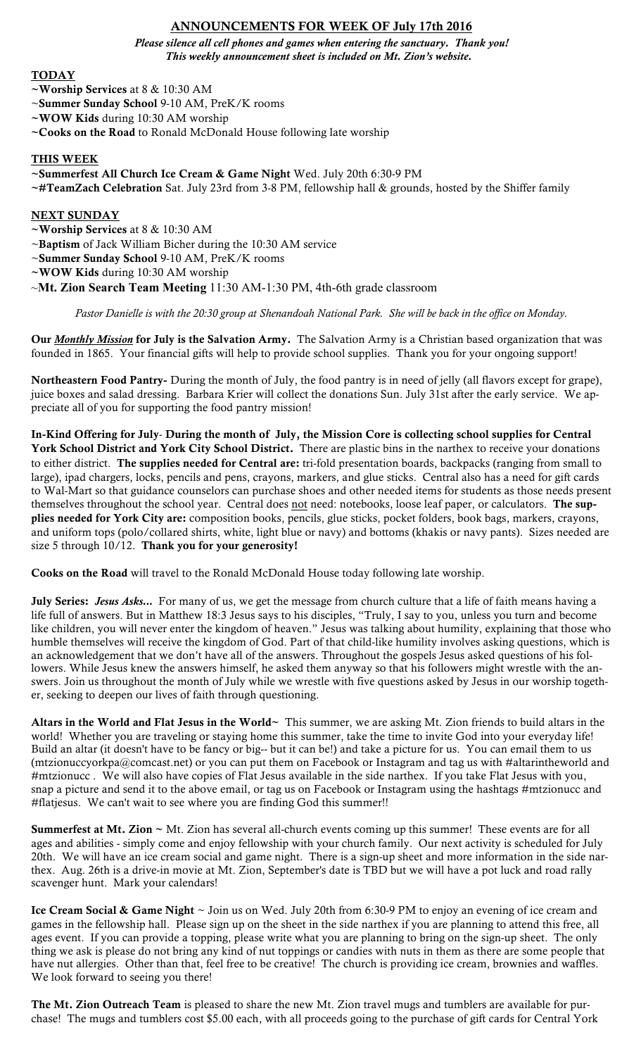# ANNOUNCEMENTS FOR WEEK OF July 17th 2016

***Please silence all cell phones and games when entering the sanctuary. Thank you!***
***This weekly announcement sheet is included on Mt. Zion's website.***

## TODAY

~**Worship Services** at 8 & 10:30 AM
~**Summer Sunday School** 9-10 AM, PreK/K rooms
~**WOW Kids** during 10:30 AM worship
~**Cooks on the Road** to Ronald McDonald House following late worship

## THIS WEEK

~**Summerfest All Church Ice Cream & Game Night** Wed. July 20th 6:30-9 PM
~**#TeamZach Celebration** Sat. July 23rd from 3-8 PM, fellowship hall & grounds, hosted by the Shiffer family

## NEXT SUNDAY

~**Worship Services** at 8 & 10:30 AM
~**Baptism** of Jack William Bicher during the 10:30 AM service
~**Summer Sunday School** 9-10 AM, PreK/K rooms
~**WOW Kids** during 10:30 AM worship
~**Mt. Zion Search Team Meeting** 11:30 AM-1:30 PM, 4th-6th grade classroom

*Pastor Danielle is with the 20:30 group at Shenandoah National Park. She will be back in the office on Monday.*

**Our *Monthly Mission* for July is the Salvation Army.** The Salvation Army is a Christian based organization that was founded in 1865. Your financial gifts will help to provide school supplies. Thank you for your ongoing support!

**Northeastern Food Pantry-** During the month of July, the food pantry is in need of jelly (all flavors except for grape), juice boxes and salad dressing. Barbara Krier will collect the donations Sun. July 31st after the early service. We appreciate all of you for supporting the food pantry mission!

**In-Kind Offering for July- During the month of July, the Mission Core is collecting school supplies for Central York School District and York City School District.** There are plastic bins in the narthex to receive your donations to either district. **The supplies needed for Central are:** tri-fold presentation boards, backpacks (ranging from small to large), ipad chargers, locks, pencils and pens, crayons, markers, and glue sticks. Central also has a need for gift cards to Wal-Mart so that guidance counselors can purchase shoes and other needed items for students as those needs present themselves throughout the school year. Central does not need: notebooks, loose leaf paper, or calculators. **The supplies needed for York City are:** composition books, pencils, glue sticks, pocket folders, book bags, markers, crayons, and uniform tops (polo/collared shirts, white, light blue or navy) and bottoms (khakis or navy pants). Sizes needed are size 5 through 10/12. **Thank you for your generosity!**

**Cooks on the Road** will travel to the Ronald McDonald House today following late worship.

**July Series: *Jesus Asks...*** For many of us, we get the message from church culture that a life of faith means having a life full of answers. But in Matthew 18:3 Jesus says to his disciples, "Truly, I say to you, unless you turn and become like children, you will never enter the kingdom of heaven." Jesus was talking about humility, explaining that those who humble themselves will receive the kingdom of God. Part of that child-like humility involves asking questions, which is an acknowledgement that we don't have all of the answers. Throughout the gospels Jesus asked questions of his followers. While Jesus knew the answers himself, he asked them anyway so that his followers might wrestle with the answers. Join us throughout the month of July while we wrestle with five questions asked by Jesus in our worship together, seeking to deepen our lives of faith through questioning.

**Altars in the World and Flat Jesus in the World~** This summer, we are asking Mt. Zion friends to build altars in the world! Whether you are traveling or staying home this summer, take the time to invite God into your everyday life! Build an altar (it doesn't have to be fancy or big-- but it can be!) and take a picture for us. You can email them to us (mtzionuccyorkpa@comcast.net) or you can put them on Facebook or Instagram and tag us with #altarintheworld and #mtzionucc . We will also have copies of Flat Jesus available in the side narthex. If you take Flat Jesus with you, snap a picture and send it to the above email, or tag us on Facebook or Instagram using the hashtags #mtzionucc and #flatjesus. We can't wait to see where you are finding God this summer!!

**Summerfest at Mt. Zion ~** Mt. Zion has several all-church events coming up this summer! These events are for all ages and abilities - simply come and enjoy fellowship with your church family. Our next activity is scheduled for July 20th. We will have an ice cream social and game night. There is a sign-up sheet and more information in the side narthex. Aug. 26th is a drive-in movie at Mt. Zion, September's date is TBD but we will have a pot luck and road rally scavenger hunt. Mark your calendars!

**Ice Cream Social & Game Night** ~ Join us on Wed. July 20th from 6:30-9 PM to enjoy an evening of ice cream and games in the fellowship hall. Please sign up on the sheet in the side narthex if you are planning to attend this free, all ages event. If you can provide a topping, please write what you are planning to bring on the sign-up sheet. The only thing we ask is please do not bring any kind of nut toppings or candies with nuts in them as there are some people that have nut allergies. Other than that, feel free to be creative! The church is providing ice cream, brownies and waffles. We look forward to seeing you there!

**The Mt. Zion Outreach Team** is pleased to share the new Mt. Zion travel mugs and tumblers are available for purchase! The mugs and tumblers cost $5.00 each, with all proceeds going to the purchase of gift cards for Central York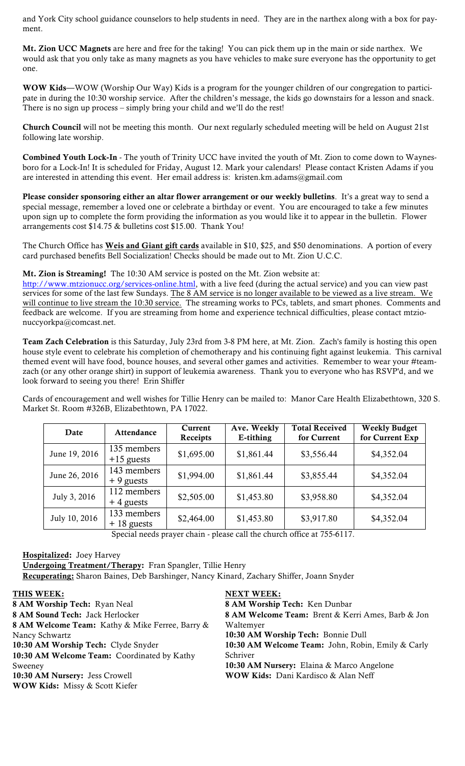and York City school guidance counselors to help students in need. They are in the narthex along with a box for payment.

**Mt. Zion UCC Magnets** are here and free for the taking! You can pick them up in the main or side narthex. We would ask that you only take as many magnets as you have vehicles to make sure everyone has the opportunity to get one.

**WOW Kids**—WOW (Worship Our Way) Kids is a program for the younger children of our congregation to participate in during the 10:30 worship service. After the children's message, the kids go downstairs for a lesson and snack. There is no sign up process – simply bring your child and we'll do the rest!

**Church Council** will not be meeting this month. Our next regularly scheduled meeting will be held on August 21st following late worship.

**Combined Youth Lock-In** - The youth of Trinity UCC have invited the youth of Mt. Zion to come down to Waynesboro for a Lock-In! It is scheduled for Friday, August 12. Mark your calendars! Please contact Kristen Adams if you are interested in attending this event. Her email address is: kristen.km.adams@gmail.com

**Please consider sponsoring either an altar flower arrangement or our weekly bulletins**. It's a great way to send a special message, remember a loved one or celebrate a birthday or event. You are encouraged to take a few minutes upon sign up to complete the form providing the information as you would like it to appear in the bulletin. Flower arrangements cost $14.75 & bulletins cost $15.00. Thank You!

The Church Office has **Weis and Giant gift cards** available in $10, $25, and $50 denominations. A portion of every card purchased benefits Bell Socialization! Checks should be made out to Mt. Zion U.C.C.

**Mt. Zion is Streaming!** The 10:30 AM service is posted on the Mt. Zion website at: http://www.mtzionucc.org/services-online.html, with a live feed (during the actual service) and you can view past services for some of the last few Sundays. The 8 AM service is no longer available to be viewed as a live stream. We will continue to live stream the 10:30 service. The streaming works to PCs, tablets, and smart phones. Comments and feedback are welcome. If you are streaming from home and experience technical difficulties, please contact mtzionuccyorkpa@comcast.net.

**Team Zach Celebration** is this Saturday, July 23rd from 3-8 PM here, at Mt. Zion. Zach's family is hosting this open house style event to celebrate his completion of chemotherapy and his continuing fight against leukemia. This carnival themed event will have food, bounce houses, and several other games and activities. Remember to wear your #teamzach (or any other orange shirt) in support of leukemia awareness. Thank you to everyone who has RSVP'd, and we look forward to seeing you there! Erin Shiffer

Cards of encouragement and well wishes for Tillie Henry can be mailed to: Manor Care Health Elizabethtown, 320 S. Market St. Room #326B, Elizabethtown, PA 17022.

| Date | Attendance | Current Receipts | Ave. Weekly E-tithing | Total Received for Current | Weekly Budget for Current Exp |
|---|---|---|---|---|---|
| June 19, 2016 | 135 members +15 guests | $1,695.00 | $1,861.44 | $3,556.44 | $4,352.04 |
| June 26, 2016 | 143 members + 9 guests | $1,994.00 | $1,861.44 | $3,855.44 | $4,352.04 |
| July 3, 2016 | 112 members + 4 guests | $2,505.00 | $1,453.80 | $3,958.80 | $4,352.04 |
| July 10, 2016 | 133 members + 18 guests | $2,464.00 | $1,453.80 | $3,917.80 | $4,352.04 |

Special needs prayer chain - please call the church office at 755-6117.

**Hospitalized:** Joey Harvey
**Undergoing Treatment/Therapy:** Fran Spangler, Tillie Henry
**Recuperating:** Sharon Baines, Deb Barshinger, Nancy Kinard, Zachary Shiffer, Joann Snyder

**THIS WEEK:**
**8 AM Worship Tech:** Ryan Neal
**8 AM Sound Tech:** Jack Herlocker
**8 AM Welcome Team:** Kathy & Mike Ferree, Barry & Nancy Schwartz
**10:30 AM Worship Tech:** Clyde Snyder
**10:30 AM Welcome Team:** Coordinated by Kathy Sweeney
**10:30 AM Nursery:** Jess Crowell
**WOW Kids:** Missy & Scott Kiefer

**NEXT WEEK:**
**8 AM Worship Tech:** Ken Dunbar
**8 AM Welcome Team:** Brent & Kerri Ames, Barb & Jon Waltemyer
**10:30 AM Worship Tech:** Bonnie Dull
**10:30 AM Welcome Team:** John, Robin, Emily & Carly Schriver
**10:30 AM Nursery:** Elaina & Marco Angelone
**WOW Kids:** Dani Kardisco & Alan Neff